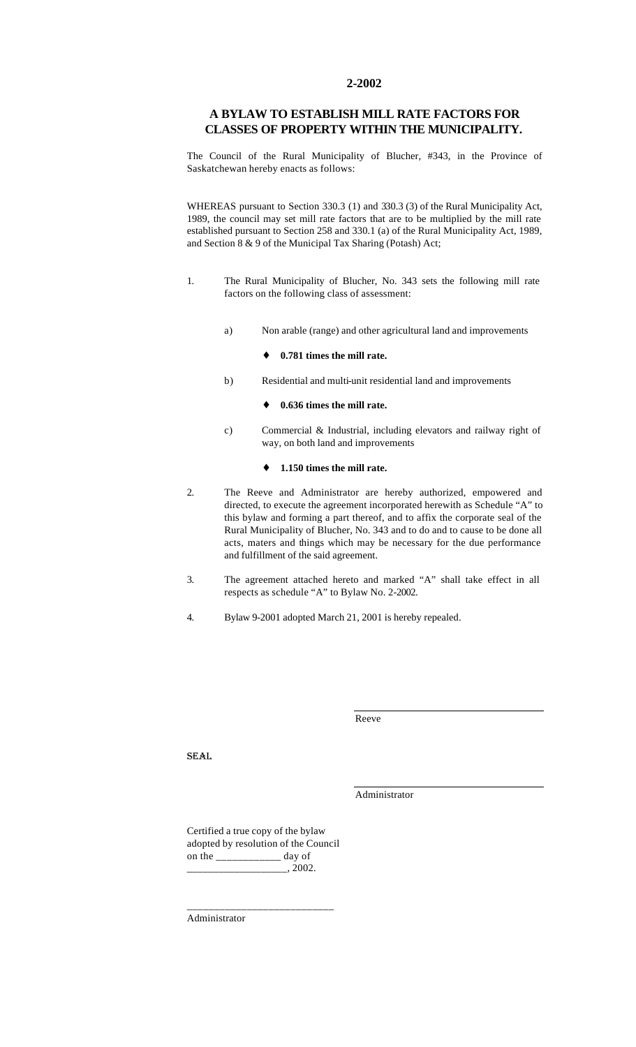**2-2002**

## A BYLAW TO ESTABLISH MILL RATE FACTORS FOR CLASSES OF PROPERTY WITHIN THE MUNICIPALITY.

The Council of the Rural Municipality of Blucher, #343, in the Province of Saskatchewan hereby enacts as follows:

WHEREAS pursuant to Section 330.3 (1) and 330.3 (3) of the Rural Municipality Act, 1989, the council may set mill rate factors that are to be multiplied by the mill rate established pursuant to Section 258 and 330.1 (a) of the Rural Municipality Act, 1989, and Section 8 & 9 of the Municipal Tax Sharing (Potash) Act;

1. The Rural Municipality of Blucher, No. 343 sets the following mill rate factors on the following class of assessment:

   a) Non arable (range) and other agricultural land and improvements

      - **0.781 times the mill rate.**

   b) Residential and multi-unit residential land and improvements

      - **0.636 times the mill rate.**

   c) Commercial & Industrial, including elevators and railway right of way, on both land and improvements

      - **1.150 times the mill rate.**

2. The Reeve and Administrator are hereby authorized, empowered and directed, to execute the agreement incorporated herewith as Schedule "A" to this bylaw and forming a part thereof, and to affix the corporate seal of the Rural Municipality of Blucher, No. 343 and to do and to cause to be done all acts, maters and things which may be necessary for the due performance and fulfillment of the said agreement.

3. The agreement attached hereto and marked "A" shall take effect in all respects as schedule "A" to Bylaw No. 2-2002.

4. Bylaw 9-2001 adopted March 21, 2001 is hereby repealed.

\_\_\_\_\_\_\_\_\_\_\_\_\_\_\_\_\_\_\_\_\_\_\_\_\_\_\_\_

Reeve

SEAL

\_\_\_\_\_\_\_\_\_\_\_\_\_\_\_\_\_\_\_\_\_\_\_\_\_\_\_\_

Administrator

Certified a true copy of the bylaw adopted by resolution of the Council on the \_\_\_\_\_\_\_\_\_\_\_\_ day of \_\_\_\_\_\_\_\_\_\_\_\_\_\_\_\_\_\_\_, 2002.

\_\_\_\_\_\_\_\_\_\_\_\_\_\_\_\_\_\_\_\_\_\_\_\_\_\_\_\_

Administrator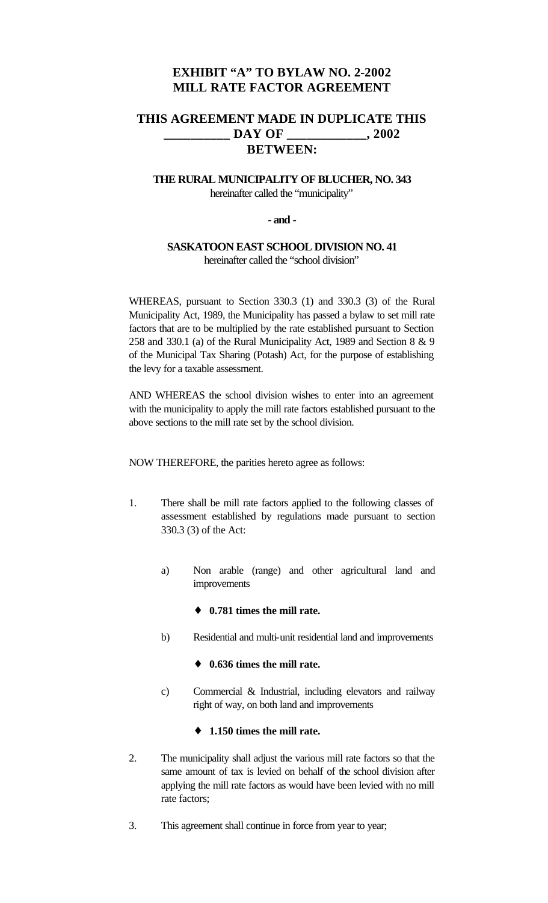# EXHIBIT "A" TO BYLAW NO. 2-2002
# MILL RATE FACTOR AGREEMENT

## THIS AGREEMENT MADE IN DUPLICATE THIS __________ DAY OF ____________, 2002
## BETWEEN:

**THE RURAL MUNICIPALITY OF BLUCHER, NO. 343**
hereinafter called the "municipality"

**- and -**

**SASKATOON EAST SCHOOL DIVISION NO. 41**
hereinafter called the "school division"

WHEREAS, pursuant to Section 330.3 (1) and 330.3 (3) of the Rural Municipality Act, 1989, the Municipality has passed a bylaw to set mill rate factors that are to be multiplied by the rate established pursuant to Section 258 and 330.1 (a) of the Rural Municipality Act, 1989 and Section 8 & 9 of the Municipal Tax Sharing (Potash) Act, for the purpose of establishing the levy for a taxable assessment.

AND WHEREAS the school division wishes to enter into an agreement with the municipality to apply the mill rate factors established pursuant to the above sections to the mill rate set by the school division.

NOW THEREFORE, the parities hereto agree as follows:

1. There shall be mill rate factors applied to the following classes of assessment established by regulations made pursuant to section 330.3 (3) of the Act:

   a) Non arable (range) and other agricultural land and improvements

      - **0.781 times the mill rate.**

   b) Residential and multi-unit residential land and improvements

      - **0.636 times the mill rate.**

   c) Commercial & Industrial, including elevators and railway right of way, on both land and improvements

      - **1.150 times the mill rate.**

2. The municipality shall adjust the various mill rate factors so that the same amount of tax is levied on behalf of the school division after applying the mill rate factors as would have been levied with no mill rate factors;

3. This agreement shall continue in force from year to year;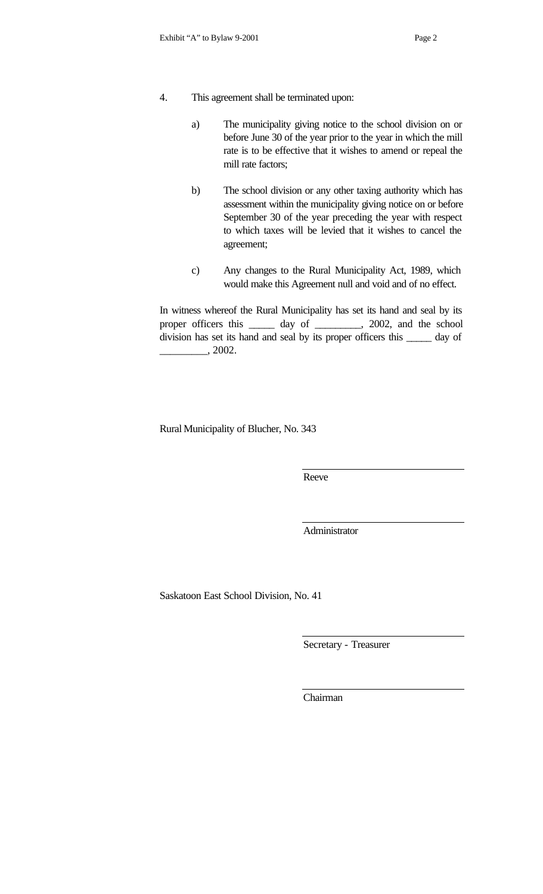4. This agreement shall be terminated upon:

   a) The municipality giving notice to the school division on or before June 30 of the year prior to the year in which the mill rate is to be effective that it wishes to amend or repeal the mill rate factors;

   b) The school division or any other taxing authority which has assessment within the municipality giving notice on or before September 30 of the year preceding the year with respect to which taxes will be levied that it wishes to cancel the agreement;

   c) Any changes to the Rural Municipality Act, 1989, which would make this Agreement null and void and of no effect.

In witness whereof the Rural Municipality has set its hand and seal by its proper officers this _____ day of _________, 2002, and the school division has set its hand and seal by its proper officers this _____ day of _________, 2002.

Rural Municipality of Blucher, No. 343

______________________________
Reeve

______________________________
Administrator

Saskatoon East School Division, No. 41

______________________________
Secretary - Treasurer

______________________________
Chairman